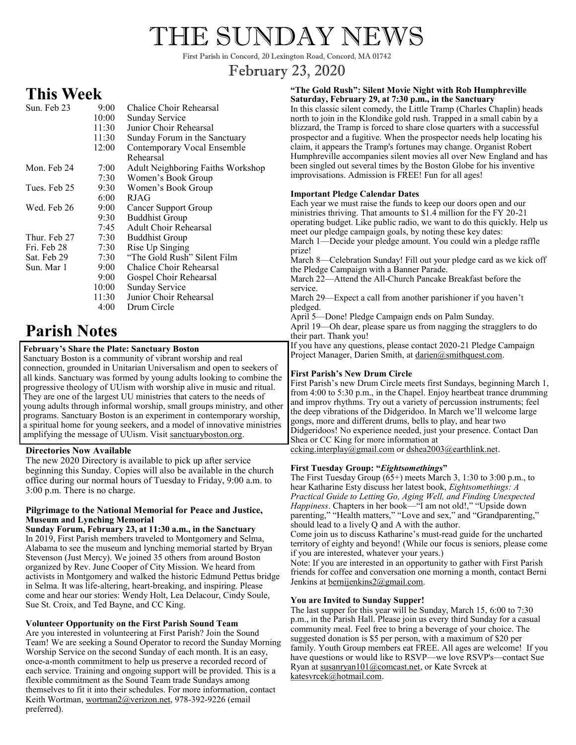# THE SUNDAY NEWS

First Parish in Concord, 20 Lexington Road, Concord, MA 01742

February 23, 2020

## This Week

| | | |
|---|---|---|
| Sun. Feb 23 | 9:00 | Chalice Choir Rehearsal |
| | 10:00 | Sunday Service |
| | 11:30 | Junior Choir Rehearsal |
| | 11:30 | Sunday Forum in the Sanctuary |
| | 12:00 | Contemporary Vocal Ensemble Rehearsal |
| Mon. Feb 24 | 7:00 | Adult Neighboring Faiths Workshop |
| | 7:30 | Women's Book Group |
| Tues. Feb 25 | 9:30 | Women's Book Group |
| | 6:00 | RJAG |
| Wed. Feb 26 | 9:00 | Cancer Support Group |
| | 9:30 | Buddhist Group |
| | 7:45 | Adult Choir Rehearsal |
| Thur. Feb 27 | 7:30 | Buddhist Group |
| Fri. Feb 28 | 7:30 | Rise Up Singing |
| Sat. Feb 29 | 7:30 | "The Gold Rush" Silent Film |
| Sun. Mar 1 | 9:00 | Chalice Choir Rehearsal |
| | 9:00 | Gospel Choir Rehearsal |
| | 10:00 | Sunday Service |
| | 11:30 | Junior Choir Rehearsal |
| | 4:00 | Drum Circle |

## Parish Notes

**February's Share the Plate: Sanctuary Boston**

Sanctuary Boston is a community of vibrant worship and real connection, grounded in Unitarian Universalism and open to seekers of all kinds. Sanctuary was formed by young adults looking to combine the progressive theology of UUism with worship alive in music and ritual. They are one of the largest UU ministries that caters to the needs of young adults through informal worship, small groups ministry, and other programs. Sanctuary Boston is an experiment in contemporary worship, a spiritual home for young seekers, and a model of innovative ministries amplifying the message of UUism. Visit sanctuaryboston.org.

**Directories Now Available**

The new 2020 Directory is available to pick up after service beginning this Sunday. Copies will also be available in the church office during our normal hours of Tuesday to Friday, 9:00 a.m. to 3:00 p.m. There is no charge.

**Pilgrimage to the National Memorial for Peace and Justice, Museum and Lynching Memorial**

**Sunday Forum, February 23, at 11:30 a.m., in the Sanctuary**

In 2019, First Parish members traveled to Montgomery and Selma, Alabama to see the museum and lynching memorial started by Bryan Stevenson (Just Mercy). We joined 35 others from around Boston organized by Rev. June Cooper of City Mission. We heard from activists in Montgomery and walked the historic Edmund Pettus bridge in Selma. It was life-altering, heart-breaking, and inspiring. Please come and hear our stories: Wendy Holt, Lea Delacour, Cindy Soule, Sue St. Croix, and Ted Bayne, and CC King.

**Volunteer Opportunity on the First Parish Sound Team**

Are you interested in volunteering at First Parish? Join the Sound Team! We are seeking a Sound Operator to record the Sunday Morning Worship Service on the second Sunday of each month. It is an easy, once-a-month commitment to help us preserve a recorded record of each service. Training and ongoing support will be provided. This is a flexible commitment as the Sound Team trade Sundays among themselves to fit it into their schedules. For more information, contact Keith Wortman, wortman2@verizon.net, 978-392-9226 (email preferred).

**"The Gold Rush": Silent Movie Night with Rob Humphreville Saturday, February 29, at 7:30 p.m., in the Sanctuary**

In this classic silent comedy, the Little Tramp (Charles Chaplin) heads north to join in the Klondike gold rush. Trapped in a small cabin by a blizzard, the Tramp is forced to share close quarters with a successful prospector and a fugitive. When the prospector needs help locating his claim, it appears the Tramp's fortunes may change. Organist Robert Humphreville accompanies silent movies all over New England and has been singled out several times by the Boston Globe for his inventive improvisations. Admission is FREE! Fun for all ages!

**Important Pledge Calendar Dates**

Each year we must raise the funds to keep our doors open and our ministries thriving. That amounts to $1.4 million for the FY 20-21 operating budget. Like public radio, we want to do this quickly. Help us meet our pledge campaign goals, by noting these key dates:

March 1—Decide your pledge amount. You could win a pledge raffle prize!

March 8—Celebration Sunday! Fill out your pledge card as we kick off the Pledge Campaign with a Banner Parade.

March 22—Attend the All-Church Pancake Breakfast before the service.

March 29—Expect a call from another parishioner if you haven't pledged.

April 5—Done! Pledge Campaign ends on Palm Sunday.

April 19—Oh dear, please spare us from nagging the stragglers to do their part. Thank you!

If you have any questions, please contact 2020-21 Pledge Campaign Project Manager, Darien Smith, at darien@smithquest.com.

**First Parish's New Drum Circle**

First Parish's new Drum Circle meets first Sundays, beginning March 1, from 4:00 to 5:30 p.m., in the Chapel. Enjoy heartbeat trance drumming and improv rhythms. Try out a variety of percussion instruments; feel the deep vibrations of the Didgeridoo. In March we'll welcome large gongs, more and different drums, bells to play, and hear two Didgeridoos! No experience needed, just your presence. Contact Dan Shea or CC King for more information at ccking.interplay@gmail.com or dshea2003@earthlink.net.

**First Tuesday Group: "*Eightsomethings*"**

The First Tuesday Group (65+) meets March 3, 1:30 to 3:00 p.m., to hear Katharine Esty discuss her latest book, *Eightsomethings: A Practical Guide to Letting Go, Aging Well, and Finding Unexpected Happiness*. Chapters in her book—"I am not old!," "Upside down parenting," "Health matters," "Love and sex," and "Grandparenting," should lead to a lively Q and A with the author.

Come join us to discuss Katharine's must-read guide for the uncharted territory of eighty and beyond! (While our focus is seniors, please come if you are interested, whatever your years.)

Note: If you are interested in an opportunity to gather with First Parish friends for coffee and conversation one morning a month, contact Berni Jenkins at bernijenkins2@gmail.com.

**You are Invited to Sunday Supper!**

The last supper for this year will be Sunday, March 15, 6:00 to 7:30 p.m., in the Parish Hall. Please join us every third Sunday for a casual community meal. Feel free to bring a beverage of your choice. The suggested donation is $5 per person, with a maximum of $20 per family. Youth Group members eat FREE. All ages are welcome! If you have questions or would like to RSVP—we love RSVP's—contact Sue Ryan at susanryan101@comcast.net, or Kate Svrcek at katesvrcek@hotmail.com.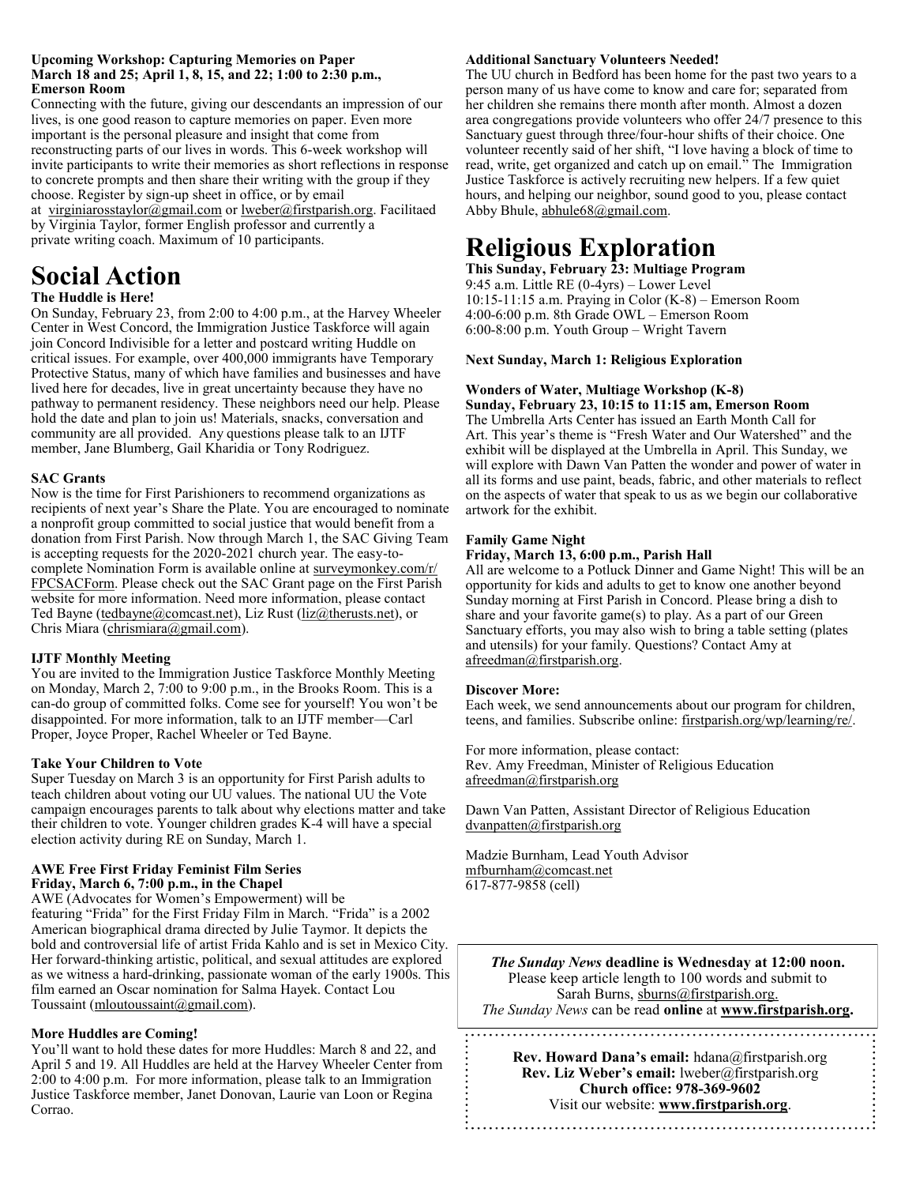**Upcoming Workshop: Capturing Memories on Paper**
**March 18 and 25; April 1, 8, 15, and 22; 1:00 to 2:30 p.m., Emerson Room**

Connecting with the future, giving our descendants an impression of our lives, is one good reason to capture memories on paper. Even more important is the personal pleasure and insight that come from reconstructing parts of our lives in words. This 6-week workshop will invite participants to write their memories as short reflections in response to concrete prompts and then share their writing with the group if they choose. Register by sign-up sheet in office, or by email at virginiarosstaylor@gmail.com or lweber@firstparish.org. Facilitaed by Virginia Taylor, former English professor and currently a private writing coach. Maximum of 10 participants.

# Social Action

**The Huddle is Here!**

On Sunday, February 23, from 2:00 to 4:00 p.m., at the Harvey Wheeler Center in West Concord, the Immigration Justice Taskforce will again join Concord Indivisible for a letter and postcard writing Huddle on critical issues. For example, over 400,000 immigrants have Temporary Protective Status, many of which have families and businesses and have lived here for decades, live in great uncertainty because they have no pathway to permanent residency. These neighbors need our help. Please hold the date and plan to join us! Materials, snacks, conversation and community are all provided. Any questions please talk to an IJTF member, Jane Blumberg, Gail Kharidia or Tony Rodriguez.

**SAC Grants**

Now is the time for First Parishioners to recommend organizations as recipients of next year's Share the Plate. You are encouraged to nominate a nonprofit group committed to social justice that would benefit from a donation from First Parish. Now through March 1, the SAC Giving Team is accepting requests for the 2020-2021 church year. The easy-to-complete Nomination Form is available online at surveymonkey.com/r/FPCSACForm. Please check out the SAC Grant page on the First Parish website for more information. Need more information, please contact Ted Bayne (tedbayne@comcast.net), Liz Rust (liz@therusts.net), or Chris Miara (chrismiara@gmail.com).

**IJTF Monthly Meeting**

You are invited to the Immigration Justice Taskforce Monthly Meeting on Monday, March 2, 7:00 to 9:00 p.m., in the Brooks Room. This is a can-do group of committed folks. Come see for yourself! You won't be disappointed. For more information, talk to an IJTF member—Carl Proper, Joyce Proper, Rachel Wheeler or Ted Bayne.

**Take Your Children to Vote**

Super Tuesday on March 3 is an opportunity for First Parish adults to teach children about voting our UU values. The national UU the Vote campaign encourages parents to talk about why elections matter and take their children to vote. Younger children grades K-4 will have a special election activity during RE on Sunday, March 1.

**AWE Free First Friday Feminist Film Series**
**Friday, March 6, 7:00 p.m., in the Chapel**

AWE (Advocates for Women's Empowerment) will be featuring "Frida" for the First Friday Film in March. "Frida" is a 2002 American biographical drama directed by Julie Taymor. It depicts the bold and controversial life of artist Frida Kahlo and is set in Mexico City. Her forward-thinking artistic, political, and sexual attitudes are explored as we witness a hard-drinking, passionate woman of the early 1900s. This film earned an Oscar nomination for Salma Hayek. Contact Lou Toussaint (mloutoussaint@gmail.com).

**More Huddles are Coming!**

You'll want to hold these dates for more Huddles: March 8 and 22, and April 5 and 19. All Huddles are held at the Harvey Wheeler Center from 2:00 to 4:00 p.m. For more information, please talk to an Immigration Justice Taskforce member, Janet Donovan, Laurie van Loon or Regina Corrao.

**Additional Sanctuary Volunteers Needed!**

The UU church in Bedford has been home for the past two years to a person many of us have come to know and care for; separated from her children she remains there month after month. Almost a dozen area congregations provide volunteers who offer 24/7 presence to this Sanctuary guest through three/four-hour shifts of their choice. One volunteer recently said of her shift, "I love having a block of time to read, write, get organized and catch up on email." The Immigration Justice Taskforce is actively recruiting new helpers. If a few quiet hours, and helping our neighbor, sound good to you, please contact Abby Bhule, abhule68@gmail.com.

# Religious Exploration

**This Sunday, February 23: Multiage Program**

9:45 a.m. Little RE (0-4yrs) – Lower Level
10:15-11:15 a.m. Praying in Color (K-8) – Emerson Room
4:00-6:00 p.m. 8th Grade OWL – Emerson Room
6:00-8:00 p.m. Youth Group – Wright Tavern

**Next Sunday, March 1: Religious Exploration**

**Wonders of Water, Multiage Workshop (K-8)**
**Sunday, February 23, 10:15 to 11:15 am, Emerson Room**

The Umbrella Arts Center has issued an Earth Month Call for Art. This year's theme is "Fresh Water and Our Watershed" and the exhibit will be displayed at the Umbrella in April. This Sunday, we will explore with Dawn Van Patten the wonder and power of water in all its forms and use paint, beads, fabric, and other materials to reflect on the aspects of water that speak to us as we begin our collaborative artwork for the exhibit.

**Family Game Night**
**Friday, March 13, 6:00 p.m., Parish Hall**

All are welcome to a Potluck Dinner and Game Night! This will be an opportunity for kids and adults to get to know one another beyond Sunday morning at First Parish in Concord. Please bring a dish to share and your favorite game(s) to play. As a part of our Green Sanctuary efforts, you may also wish to bring a table setting (plates and utensils) for your family. Questions? Contact Amy at afreedman@firstparish.org.

**Discover More:**

Each week, we send announcements about our program for children, teens, and families. Subscribe online: firstparish.org/wp/learning/re/.

For more information, please contact:
Rev. Amy Freedman, Minister of Religious Education
afreedman@firstparish.org

Dawn Van Patten, Assistant Director of Religious Education
dvanpatten@firstparish.org

Madzie Burnham, Lead Youth Advisor
mfburnham@comcast.net
617-877-9858 (cell)

***The Sunday News*** **deadline is Wednesday at 12:00 noon.**
Please keep article length to 100 words and submit to Sarah Burns, sburns@firstparish.org.
*The Sunday News* can be read **online** at **www.firstparish.org.**

**Rev. Howard Dana's email:** hdana@firstparish.org
**Rev. Liz Weber's email:** lweber@firstparish.org
**Church office: 978-369-9602**
Visit our website: **www.firstparish.org**.